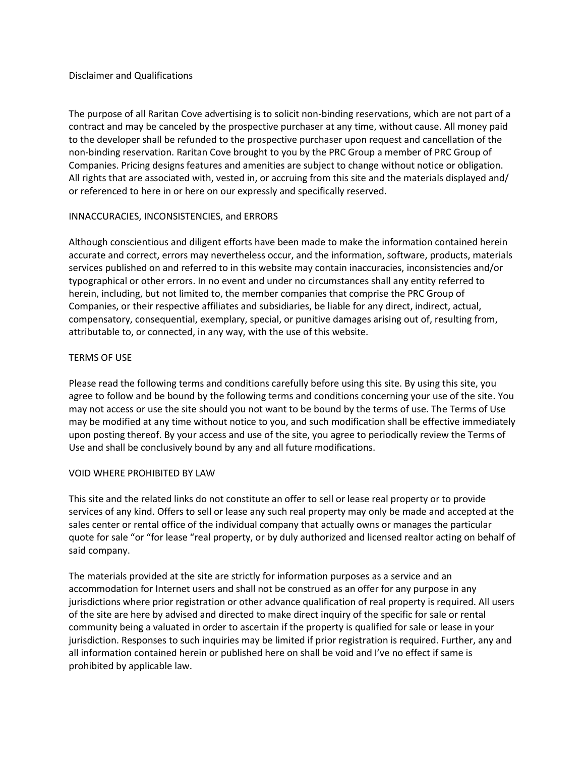# Disclaimer and Qualifications

The purpose of all Raritan Cove advertising is to solicit non-binding reservations, which are not part of a contract and may be canceled by the prospective purchaser at any time, without cause. All money paid to the developer shall be refunded to the prospective purchaser upon request and cancellation of the non-binding reservation. Raritan Cove brought to you by the PRC Group a member of PRC Group of Companies. Pricing designs features and amenities are subject to change without notice or obligation. All rights that are associated with, vested in, or accruing from this site and the materials displayed and/ or referenced to here in or here on our expressly and specifically reserved.

## INNACCURACIES, INCONSISTENCIES, and ERRORS

Although conscientious and diligent efforts have been made to make the information contained herein accurate and correct, errors may nevertheless occur, and the information, software, products, materials services published on and referred to in this website may contain inaccuracies, inconsistencies and/or typographical or other errors. In no event and under no circumstances shall any entity referred to herein, including, but not limited to, the member companies that comprise the PRC Group of Companies, or their respective affiliates and subsidiaries, be liable for any direct, indirect, actual, compensatory, consequential, exemplary, special, or punitive damages arising out of, resulting from, attributable to, or connected, in any way, with the use of this website.

## TERMS OF USE

Please read the following terms and conditions carefully before using this site. By using this site, you agree to follow and be bound by the following terms and conditions concerning your use of the site. You may not access or use the site should you not want to be bound by the terms of use. The Terms of Use may be modified at any time without notice to you, and such modification shall be effective immediately upon posting thereof. By your access and use of the site, you agree to periodically review the Terms of Use and shall be conclusively bound by any and all future modifications.

## VOID WHERE PROHIBITED BY LAW

This site and the related links do not constitute an offer to sell or lease real property or to provide services of any kind. Offers to sell or lease any such real property may only be made and accepted at the sales center or rental office of the individual company that actually owns or manages the particular quote for sale "or "for lease "real property, or by duly authorized and licensed realtor acting on behalf of said company.

The materials provided at the site are strictly for information purposes as a service and an accommodation for Internet users and shall not be construed as an offer for any purpose in any jurisdictions where prior registration or other advance qualification of real property is required. All users of the site are here by advised and directed to make direct inquiry of the specific for sale or rental community being a valuated in order to ascertain if the property is qualified for sale or lease in your jurisdiction. Responses to such inquiries may be limited if prior registration is required. Further, any and all information contained herein or published here on shall be void and I've no effect if same is prohibited by applicable law.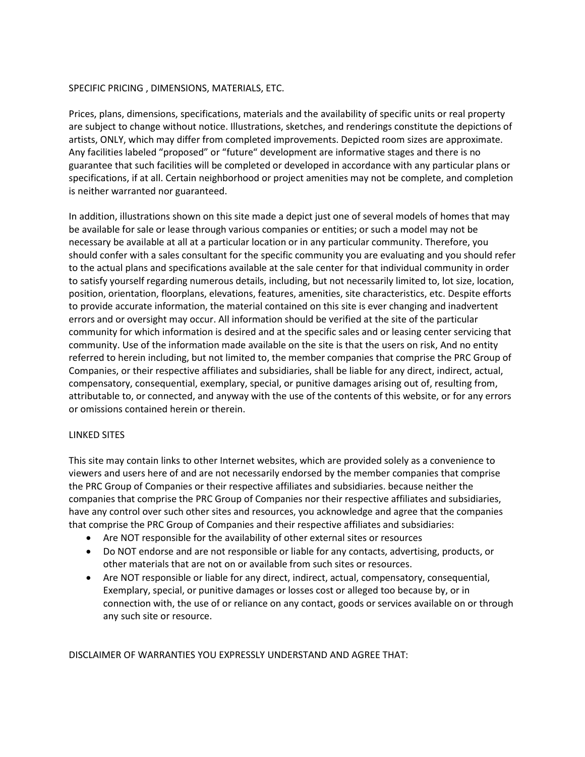SPECIFIC PRICING , DIMENSIONS, MATERIALS, ETC.

Prices, plans, dimensions, specifications, materials and the availability of specific units or real property are subject to change without notice. Illustrations, sketches, and renderings constitute the depictions of artists, ONLY, which may differ from completed improvements. Depicted room sizes are approximate. Any facilities labeled “proposed” or “future“ development are informative stages and there is no guarantee that such facilities will be completed or developed in accordance with any particular plans or specifications, if at all. Certain neighborhood or project amenities may not be complete, and completion is neither warranted nor guaranteed.

In addition, illustrations shown on this site made a depict just one of several models of homes that may be available for sale or lease through various companies or entities; or such a model may not be necessary be available at all at a particular location or in any particular community. Therefore, you should confer with a sales consultant for the specific community you are evaluating and you should refer to the actual plans and specifications available at the sale center for that individual community in order to satisfy yourself regarding numerous details, including, but not necessarily limited to, lot size, location, position, orientation, floorplans, elevations, features, amenities, site characteristics, etc. Despite efforts to provide accurate information, the material contained on this site is ever changing and inadvertent errors and or oversight may occur. All information should be verified at the site of the particular community for which information is desired and at the specific sales and or leasing center servicing that community. Use of the information made available on the site is that the users on risk, And no entity referred to herein including, but not limited to, the member companies that comprise the PRC Group of Companies, or their respective affiliates and subsidiaries, shall be liable for any direct, indirect, actual, compensatory, consequential, exemplary, special, or punitive damages arising out of, resulting from, attributable to, or connected, and anyway with the use of the contents of this website, or for any errors or omissions contained herein or therein.

LINKED SITES

This site may contain links to other Internet websites, which are provided solely as a convenience to viewers and users here of and are not necessarily endorsed by the member companies that comprise the PRC Group of Companies or their respective affiliates and subsidiaries. because neither the companies that comprise the PRC Group of Companies nor their respective affiliates and subsidiaries, have any control over such other sites and resources, you acknowledge and agree that the companies that comprise the PRC Group of Companies and their respective affiliates and subsidiaries:

- Are NOT responsible for the availability of other external sites or resources
- Do NOT endorse and are not responsible or liable for any contacts, advertising, products, or other materials that are not on or available from such sites or resources.
- Are NOT responsible or liable for any direct, indirect, actual, compensatory, consequential, Exemplary, special, or punitive damages or losses cost or alleged too because by, or in connection with, the use of or reliance on any contact, goods or services available on or through any such site or resource.

DISCLAIMER OF WARRANTIES YOU EXPRESSLY UNDERSTAND AND AGREE THAT: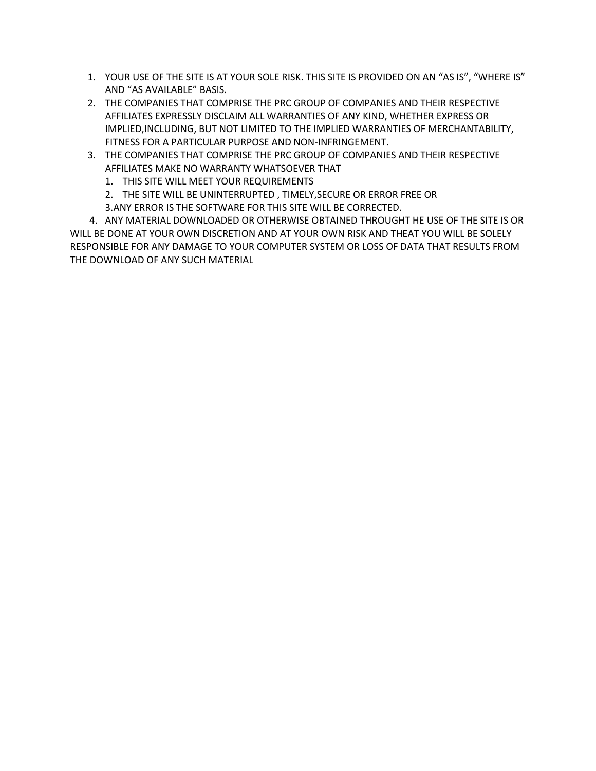1. YOUR USE OF THE SITE IS AT YOUR SOLE RISK. THIS SITE IS PROVIDED ON AN “AS IS”, “WHERE IS” AND “AS AVAILABLE” BASIS.
2. THE COMPANIES THAT COMPRISE THE PRC GROUP OF COMPANIES AND THEIR RESPECTIVE AFFILIATES EXPRESSLY DISCLAIM ALL WARRANTIES OF ANY KIND, WHETHER EXPRESS OR IMPLIED,INCLUDING, BUT NOT LIMITED TO THE IMPLIED WARRANTIES OF MERCHANTABILITY, FITNESS FOR A PARTICULAR PURPOSE AND NON-INFRINGEMENT.
3. THE COMPANIES THAT COMPRISE THE PRC GROUP OF COMPANIES AND THEIR RESPECTIVE AFFILIATES MAKE NO WARRANTY WHATSOEVER THAT
   1. THIS SITE WILL MEET YOUR REQUIREMENTS
   2. THE SITE WILL BE UNINTERRUPTED , TIMELY,SECURE OR ERROR FREE OR

   3.ANY ERROR IS THE SOFTWARE FOR THIS SITE WILL BE CORRECTED.

4. ANY MATERIAL DOWNLOADED OR OTHERWISE OBTAINED THROUGHT HE USE OF THE SITE IS OR WILL BE DONE AT YOUR OWN DISCRETION AND AT YOUR OWN RISK AND THEAT YOU WILL BE SOLELY RESPONSIBLE FOR ANY DAMAGE TO YOUR COMPUTER SYSTEM OR LOSS OF DATA THAT RESULTS FROM THE DOWNLOAD OF ANY SUCH MATERIAL